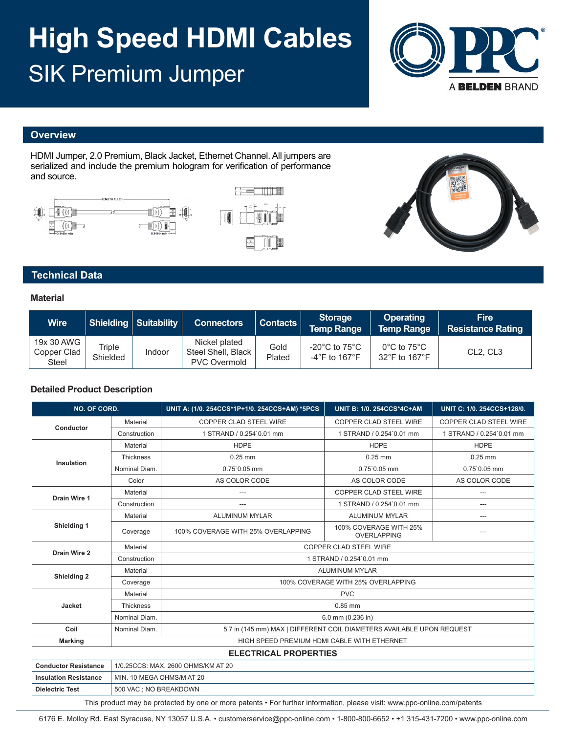# High Speed HDMI Cables

## SIK Premium Jumper

## Overview

HDMI Jumper, 2.0 Premium, Black Jacket, Ethernet Channel. All jumpers are serialized and include the premium hologram for verification of performance and source.

## Technical Data

### Material

| Wire | Shielding | Suitability | Connectors | Contacts | Storage Temp Range | Operating Temp Range | Fire Resistance Rating |
|---|---|---|---|---|---|---|---|
| 19x 30 AWG Copper Clad Steel | Triple Shielded | Indoor | Nickel plated Steel Shell, Black PVC Overmold | Gold Plated | -20°C to 75°C -4°F to 167°F | 0°C to 75°C 32°F to 167°F | CL2, CL3 |

### Detailed Product Description

| NO. OF CORD. | | UNIT A: (1/0. 254CCS*1P+1/0. 254CCS+AM) *5PCS | UNIT B: 1/0. 254CCS*4C+AM | UNIT C: 1/0. 254CCS+128/0. |
|---|---|---|---|---|
| Conductor | Material | COPPER CLAD STEEL WIRE | COPPER CLAD STEEL WIRE | COPPER CLAD STEEL WIRE |
| | Construction | 1 STRAND / 0.254`0.01 mm | 1 STRAND / 0.254`0.01 mm | 1 STRAND / 0.254`0.01 mm |
| Insulation | Material | HDPE | HDPE | HDPE |
| | Thickness | 0.25 mm | 0.25 mm | 0.25 mm |
| | Nominal Diam. | 0.75`0.05 mm | 0.75`0.05 mm | 0.75`0.05 mm |
| | Color | AS COLOR CODE | AS COLOR CODE | AS COLOR CODE |
| Drain Wire 1 | Material | --- | COPPER CLAD STEEL WIRE | --- |
| | Construction | --- | 1 STRAND / 0.254`0.01 mm | --- |
| Shielding 1 | Material | ALUMINUM MYLAR | ALUMINUM MYLAR | --- |
| | Coverage | 100% COVERAGE WITH 25% OVERLAPPING | 100% COVERAGE WITH 25% OVERLAPPING | --- |
| Drain Wire 2 | Material | COPPER CLAD STEEL WIRE | | |
| | Construction | 1 STRAND / 0.254`0.01 mm | | |
| Shielding 2 | Material | ALUMINUM MYLAR | | |
| | Coverage | 100% COVERAGE WITH 25% OVERLAPPING | | |
| Jacket | Material | PVC | | |
| | Thickness | 0.85 mm | | |
| | Nominal Diam. | 6.0 mm (0.236 in) | | |
| Coil | Nominal Diam. | 5.7 in (145 mm) MAX \| DIFFERENT COIL DIAMETERS AVAILABLE UPON REQUEST | | |
| Marking | HIGH SPEED PREMIUM HDMI CABLE WITH ETHERNET | | | |
| **ELECTRICAL PROPERTIES** | | | | |
| Conductor Resistance | 1/0.25CCS: MAX. 2600 OHMS/KM AT 20 | | | |
| Insulation Resistance | MIN. 10 MEGA OHMS/M AT 20 | | | |
| Dielectric Test | 500 VAC ; NO BREAKDOWN | | | |

This product may be protected by one or more patents • For further information, please visit: www.ppc-online.com/patents

6176 E. Molloy Rd. East Syracuse, NY 13057 U.S.A. • customerservice@ppc-online.com • 1-800-800-6652 • +1 315-431-7200 • www.ppc-online.com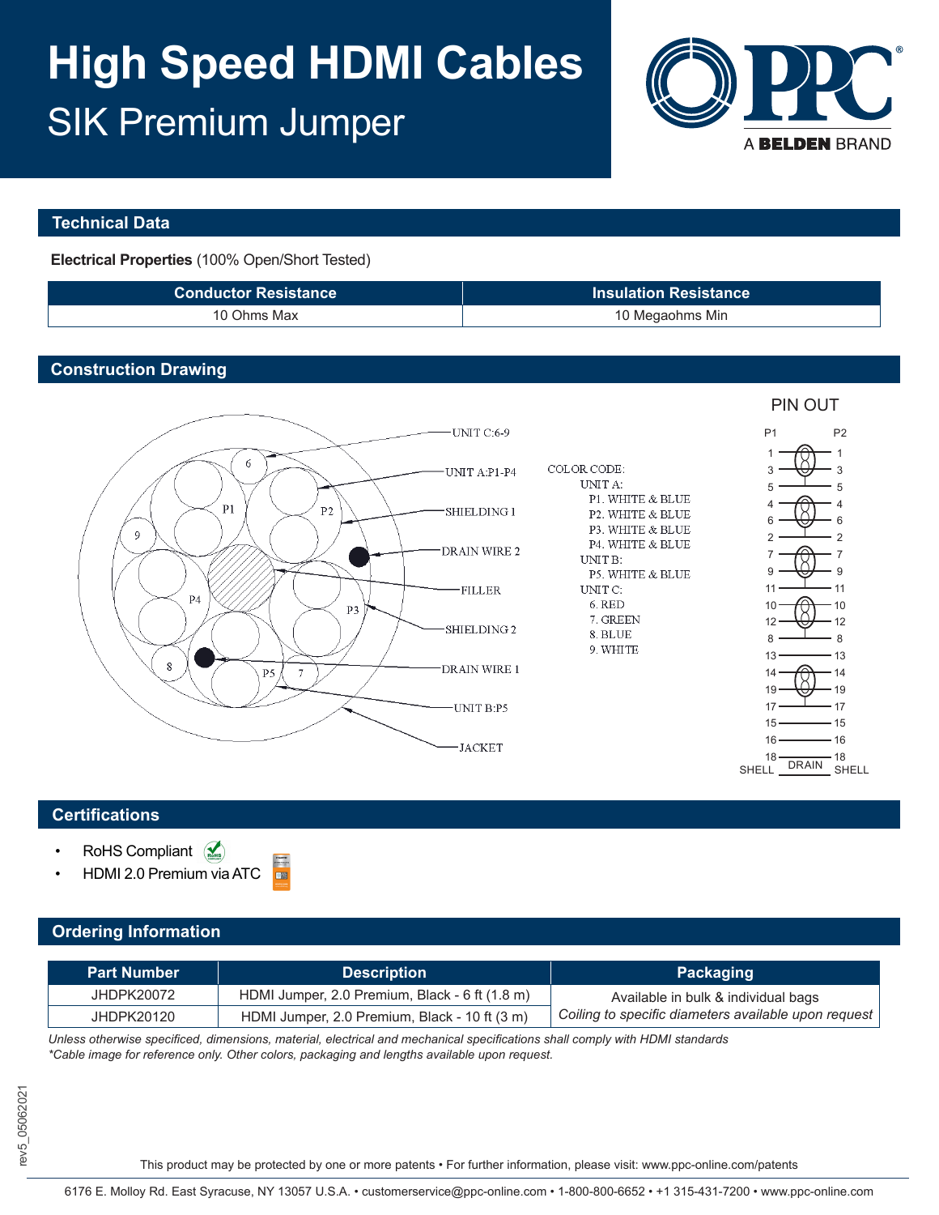# High Speed HDMI Cables

## SIK Premium Jumper

A BELDEN BRAND

## Technical Data

**Electrical Properties** (100% Open/Short Tested)

| Conductor Resistance | Insulation Resistance |
|---|---|
| 10 Ohms Max | 10 Megaohms Min |

## Construction Drawing

UNIT C:6-9
UNIT A:P1-P4
SHIELDING 1
DRAIN WIRE 2
FILLER
SHIELDING 2
DRAIN WIRE 1
UNIT B:P5
JACKET

COLOR CODE:
UNIT A:
P1. WHITE & BLUE
P2. WHITE & BLUE
P3. WHITE & BLUE
P4. WHITE & BLUE
UNIT B:
P5. WHITE & BLUE
UNIT C:
6. RED
7. GREEN
8. BLUE
9. WHITE

PIN OUT

P1 P2
1 1
3 3
5 5
4 4
6 6
2 2
7 7
9 9
11 11
10 10
12 12
8 8
13 13
14 14
19 19
17 17
15 15
16 16
18 18
SHELL DRAIN SHELL

## Certifications

- RoHS Compliant
- HDMI 2.0 Premium via ATC

## Ordering Information

| Part Number | Description | Packaging |
|---|---|---|
| JHDPK20072 | HDMI Jumper, 2.0 Premium, Black - 6 ft (1.8 m) | Available in bulk & individual bags *Coiling to specific diameters available upon request* |
| JHDPK20120 | HDMI Jumper, 2.0 Premium, Black - 10 ft (3 m) | |

*Unless otherwise specificed, dimensions, material, electrical and mechanical specifications shall comply with HDMI standards*
*\*Cable image for reference only. Other colors, packaging and lengths available upon request.*

rev5_05062021

This product may be protected by one or more patents • For further information, please visit: www.ppc-online.com/patents

6176 E. Molloy Rd. East Syracuse, NY 13057 U.S.A. • customerservice@ppc-online.com • 1-800-800-6652 • +1 315-431-7200 • www.ppc-online.com